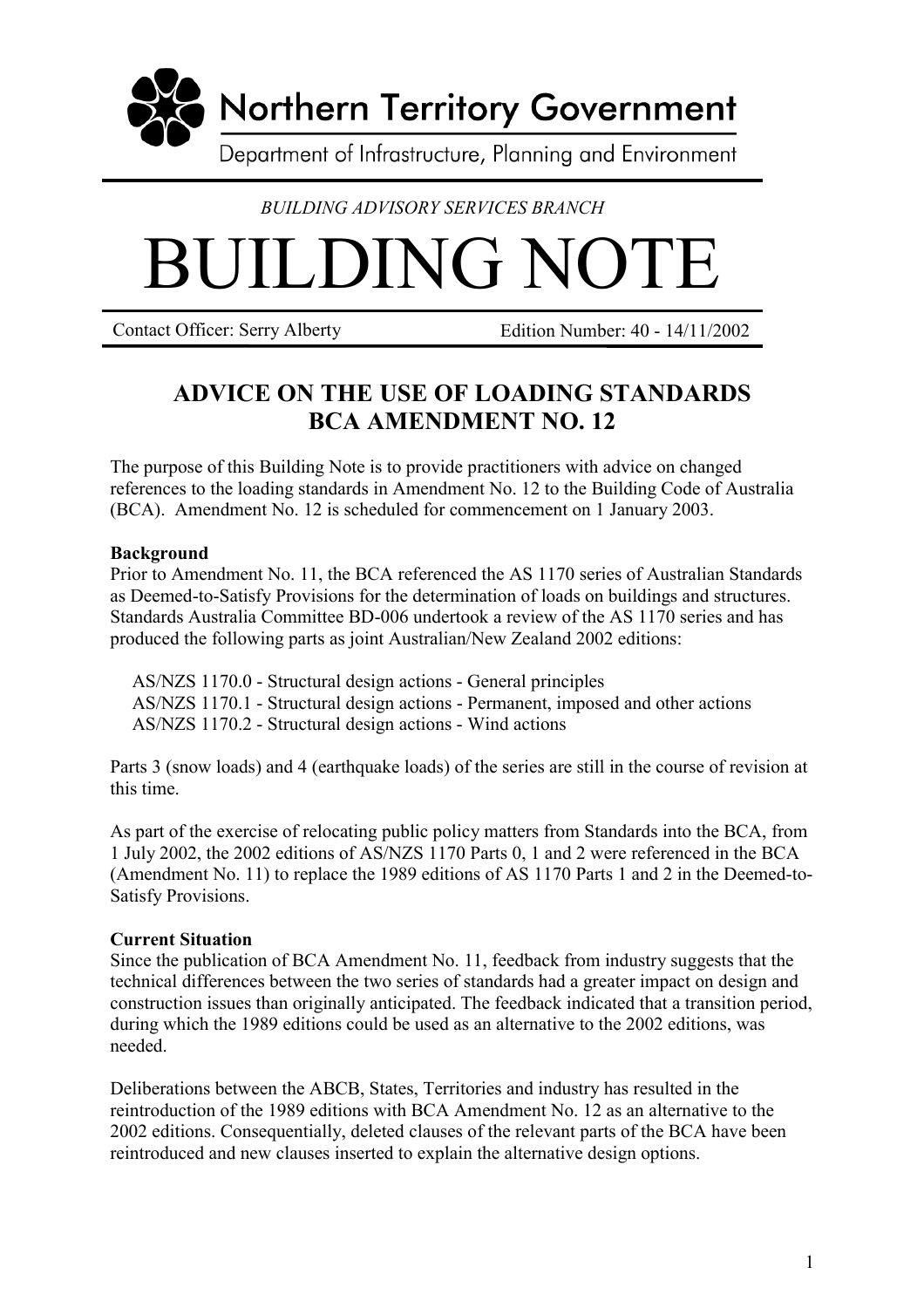Northern Territory Government

Department of Infrastructure, Planning and Environment

*BUILDING ADVISORY SERVICES BRANCH*

# BUILDING NOTE

Contact Officer: Serry Alberty    Edition Number: 40 - 14/11/2002

## ADVICE ON THE USE OF LOADING STANDARDS BCA AMENDMENT NO. 12

The purpose of this Building Note is to provide practitioners with advice on changed references to the loading standards in Amendment No. 12 to the Building Code of Australia (BCA). Amendment No. 12 is scheduled for commencement on 1 January 2003.

**Background**

Prior to Amendment No. 11, the BCA referenced the AS 1170 series of Australian Standards as Deemed-to-Satisfy Provisions for the determination of loads on buildings and structures. Standards Australia Committee BD-006 undertook a review of the AS 1170 series and has produced the following parts as joint Australian/New Zealand 2002 editions:

- AS/NZS 1170.0 - Structural design actions - General principles
- AS/NZS 1170.1 - Structural design actions - Permanent, imposed and other actions
- AS/NZS 1170.2 - Structural design actions - Wind actions

Parts 3 (snow loads) and 4 (earthquake loads) of the series are still in the course of revision at this time.

As part of the exercise of relocating public policy matters from Standards into the BCA, from 1 July 2002, the 2002 editions of AS/NZS 1170 Parts 0, 1 and 2 were referenced in the BCA (Amendment No. 11) to replace the 1989 editions of AS 1170 Parts 1 and 2 in the Deemed-to-Satisfy Provisions.

**Current Situation**

Since the publication of BCA Amendment No. 11, feedback from industry suggests that the technical differences between the two series of standards had a greater impact on design and construction issues than originally anticipated. The feedback indicated that a transition period, during which the 1989 editions could be used as an alternative to the 2002 editions, was needed.

Deliberations between the ABCB, States, Territories and industry has resulted in the reintroduction of the 1989 editions with BCA Amendment No. 12 as an alternative to the 2002 editions. Consequentially, deleted clauses of the relevant parts of the BCA have been reintroduced and new clauses inserted to explain the alternative design options.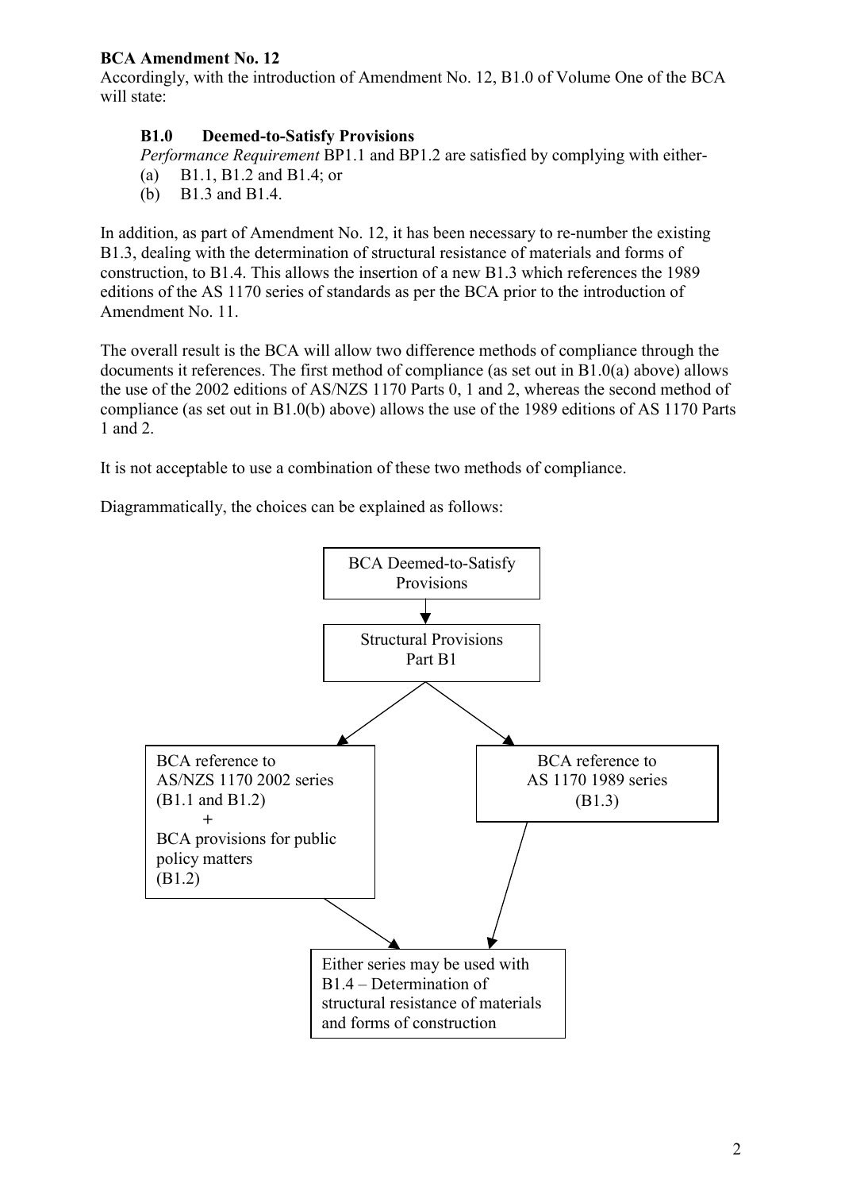**BCA Amendment No. 12**

Accordingly, with the introduction of Amendment No. 12, B1.0 of Volume One of the BCA will state:

> **B1.0 Deemed-to-Satisfy Provisions**
>
> *Performance Requirement* BP1.1 and BP1.2 are satisfied by complying with either-
>
> (a) B1.1, B1.2 and B1.4; or
>
> (b) B1.3 and B1.4.

In addition, as part of Amendment No. 12, it has been necessary to re-number the existing B1.3, dealing with the determination of structural resistance of materials and forms of construction, to B1.4. This allows the insertion of a new B1.3 which references the 1989 editions of the AS 1170 series of standards as per the BCA prior to the introduction of Amendment No. 11.

The overall result is the BCA will allow two difference methods of compliance through the documents it references. The first method of compliance (as set out in B1.0(a) above) allows the use of the 2002 editions of AS/NZS 1170 Parts 0, 1 and 2, whereas the second method of compliance (as set out in B1.0(b) above) allows the use of the 1989 editions of AS 1170 Parts 1 and 2.

It is not acceptable to use a combination of these two methods of compliance.

Diagrammatically, the choices can be explained as follows:

```
                 BCA Deemed-to-Satisfy Provisions
                               |
                               v
                   Structural Provisions Part B1
                      /                     \
                     v                       v
BCA reference to AS/NZS 1170 2002      BCA reference to
series (B1.1 and B1.2)                 AS 1170 1989 series
        +                              (B1.3)
BCA provisions for public
policy matters (B1.2)
                     \                       /
                      v                     v
        Either series may be used with B1.4 – Determination of
        structural resistance of materials and forms of construction
```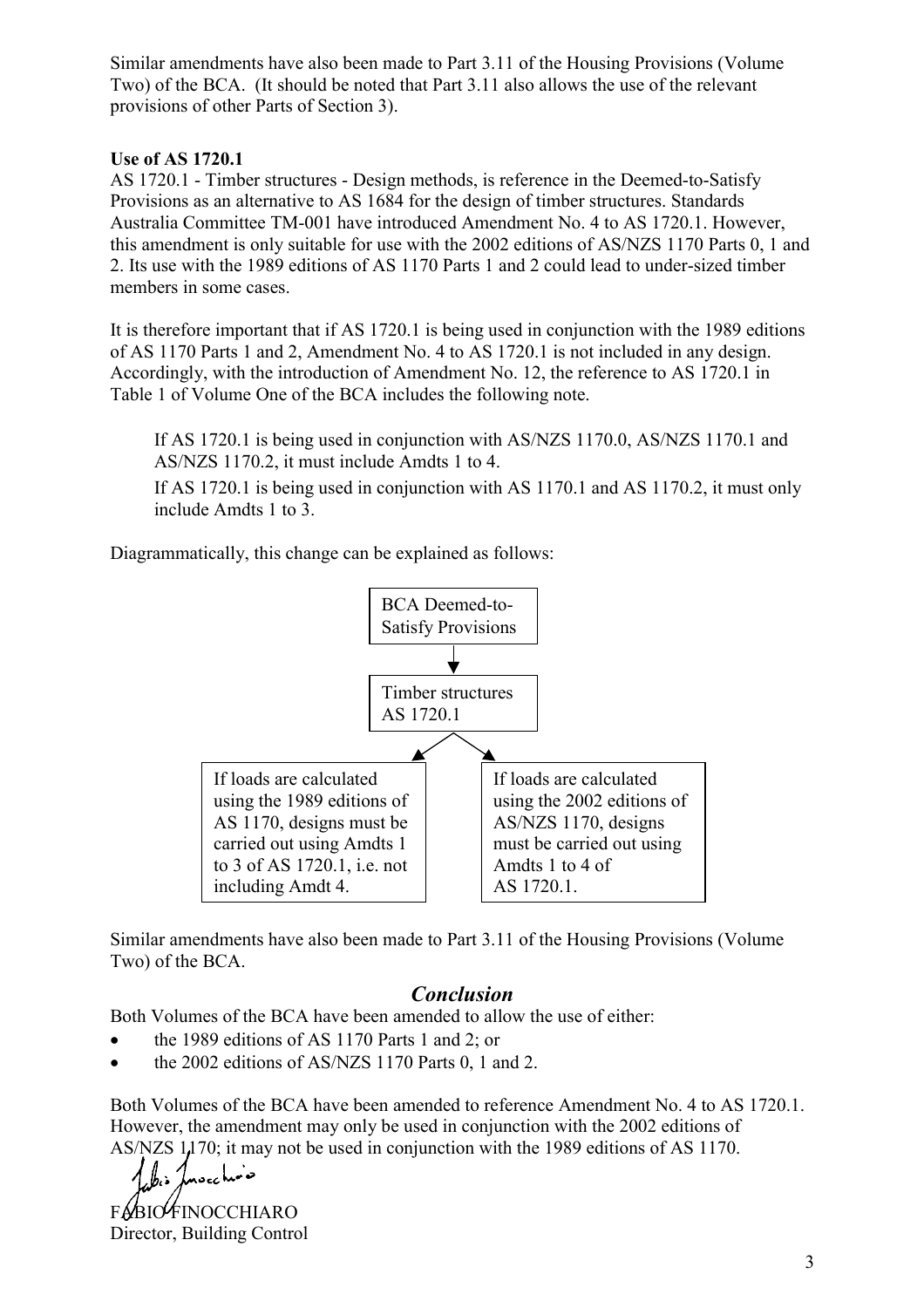Similar amendments have also been made to Part 3.11 of the Housing Provisions (Volume Two) of the BCA. (It should be noted that Part 3.11 also allows the use of the relevant provisions of other Parts of Section 3).

**Use of AS 1720.1**

AS 1720.1 - Timber structures - Design methods, is reference in the Deemed-to-Satisfy Provisions as an alternative to AS 1684 for the design of timber structures. Standards Australia Committee TM-001 have introduced Amendment No. 4 to AS 1720.1. However, this amendment is only suitable for use with the 2002 editions of AS/NZS 1170 Parts 0, 1 and 2. Its use with the 1989 editions of AS 1170 Parts 1 and 2 could lead to under-sized timber members in some cases.

It is therefore important that if AS 1720.1 is being used in conjunction with the 1989 editions of AS 1170 Parts 1 and 2, Amendment No. 4 to AS 1720.1 is not included in any design. Accordingly, with the introduction of Amendment No. 12, the reference to AS 1720.1 in Table 1 of Volume One of the BCA includes the following note.

> If AS 1720.1 is being used in conjunction with AS/NZS 1170.0, AS/NZS 1170.1 and AS/NZS 1170.2, it must include Amdts 1 to 4.
>
> If AS 1720.1 is being used in conjunction with AS 1170.1 and AS 1170.2, it must only include Amdts 1 to 3.

Diagrammatically, this change can be explained as follows:

BCA Deemed-to-Satisfy Provisions

Timber structures AS 1720.1

If loads are calculated using the 1989 editions of AS 1170, designs must be carried out using Amdts 1 to 3 of AS 1720.1, i.e. not including Amdt 4.

If loads are calculated using the 2002 editions of AS/NZS 1170, designs must be carried out using Amdts 1 to 4 of AS 1720.1.

Similar amendments have also been made to Part 3.11 of the Housing Provisions (Volume Two) of the BCA.

## *Conclusion*

Both Volumes of the BCA have been amended to allow the use of either:

- the 1989 editions of AS 1170 Parts 1 and 2; or
- the 2002 editions of AS/NZS 1170 Parts 0, 1 and 2.

Both Volumes of the BCA have been amended to reference Amendment No. 4 to AS 1720.1. However, the amendment may only be used in conjunction with the 2002 editions of AS/NZS 1170; it may not be used in conjunction with the 1989 editions of AS 1170.

FABIO FINOCCHIARO
Director, Building Control